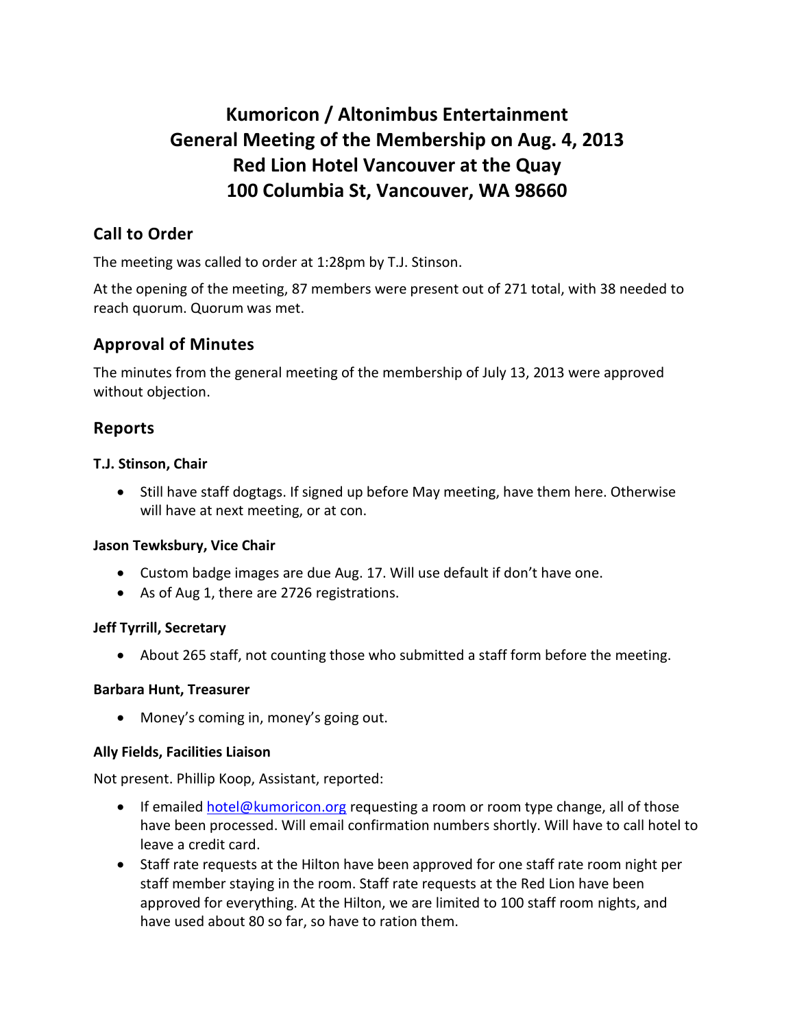# Kumoricon / Altonimbus Entertainment
# General Meeting of the Membership on Aug. 4, 2013
# Red Lion Hotel Vancouver at the Quay
# 100 Columbia St, Vancouver, WA 98660

## Call to Order

The meeting was called to order at 1:28pm by T.J. Stinson.

At the opening of the meeting, 87 members were present out of 271 total, with 38 needed to reach quorum. Quorum was met.

## Approval of Minutes

The minutes from the general meeting of the membership of July 13, 2013 were approved without objection.

## Reports

### T.J. Stinson, Chair

- Still have staff dogtags. If signed up before May meeting, have them here. Otherwise will have at next meeting, or at con.

### Jason Tewksbury, Vice Chair

- Custom badge images are due Aug. 17. Will use default if don't have one.
- As of Aug 1, there are 2726 registrations.

### Jeff Tyrrill, Secretary

- About 265 staff, not counting those who submitted a staff form before the meeting.

### Barbara Hunt, Treasurer

- Money's coming in, money's going out.

### Ally Fields, Facilities Liaison

Not present. Phillip Koop, Assistant, reported:

- If emailed hotel@kumoricon.org requesting a room or room type change, all of those have been processed. Will email confirmation numbers shortly. Will have to call hotel to leave a credit card.
- Staff rate requests at the Hilton have been approved for one staff rate room night per staff member staying in the room. Staff rate requests at the Red Lion have been approved for everything. At the Hilton, we are limited to 100 staff room nights, and have used about 80 so far, so have to ration them.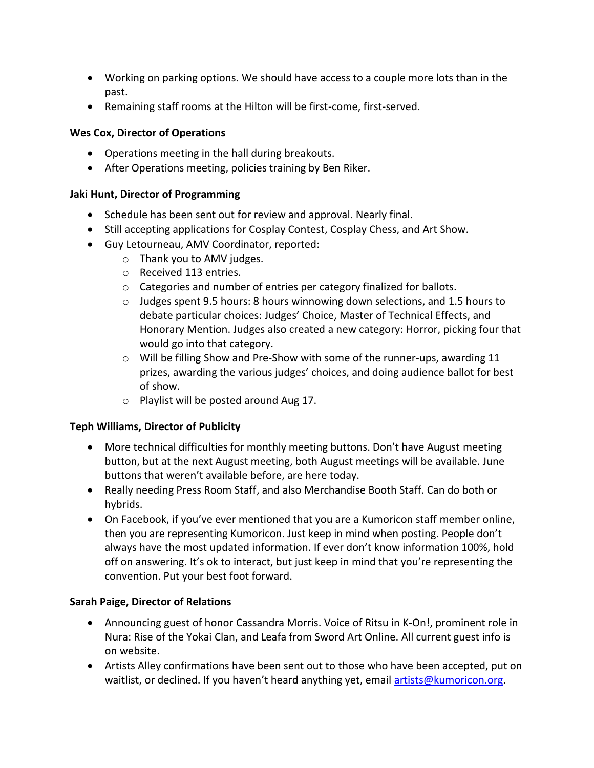- Working on parking options. We should have access to a couple more lots than in the past.
- Remaining staff rooms at the Hilton will be first-come, first-served.

**Wes Cox, Director of Operations**

- Operations meeting in the hall during breakouts.
- After Operations meeting, policies training by Ben Riker.

**Jaki Hunt, Director of Programming**

- Schedule has been sent out for review and approval. Nearly final.
- Still accepting applications for Cosplay Contest, Cosplay Chess, and Art Show.
- Guy Letourneau, AMV Coordinator, reported:
  - Thank you to AMV judges.
  - Received 113 entries.
  - Categories and number of entries per category finalized for ballots.
  - Judges spent 9.5 hours: 8 hours winnowing down selections, and 1.5 hours to debate particular choices: Judges' Choice, Master of Technical Effects, and Honorary Mention. Judges also created a new category: Horror, picking four that would go into that category.
  - Will be filling Show and Pre-Show with some of the runner-ups, awarding 11 prizes, awarding the various judges' choices, and doing audience ballot for best of show.
  - Playlist will be posted around Aug 17.

**Teph Williams, Director of Publicity**

- More technical difficulties for monthly meeting buttons. Don't have August meeting button, but at the next August meeting, both August meetings will be available. June buttons that weren't available before, are here today.
- Really needing Press Room Staff, and also Merchandise Booth Staff. Can do both or hybrids.
- On Facebook, if you've ever mentioned that you are a Kumoricon staff member online, then you are representing Kumoricon. Just keep in mind when posting. People don't always have the most updated information. If ever don't know information 100%, hold off on answering. It's ok to interact, but just keep in mind that you're representing the convention. Put your best foot forward.

**Sarah Paige, Director of Relations**

- Announcing guest of honor Cassandra Morris. Voice of Ritsu in K-On!, prominent role in Nura: Rise of the Yokai Clan, and Leafa from Sword Art Online. All current guest info is on website.
- Artists Alley confirmations have been sent out to those who have been accepted, put on waitlist, or declined. If you haven't heard anything yet, email artists@kumoricon.org.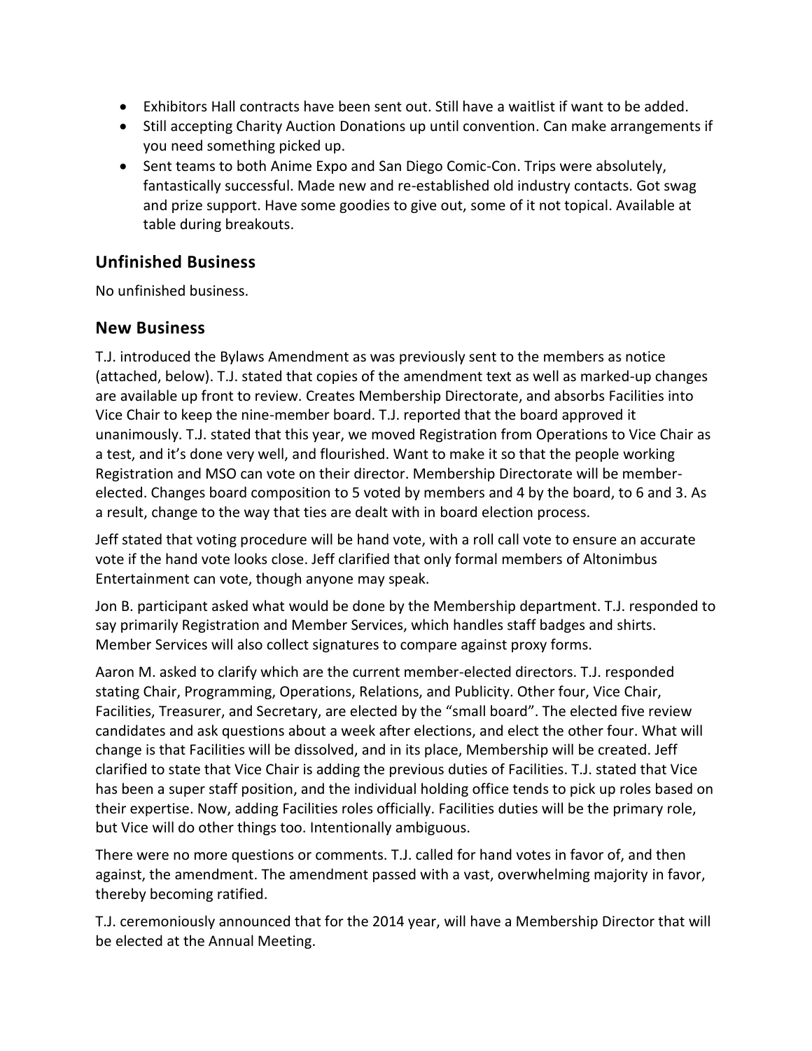- Exhibitors Hall contracts have been sent out. Still have a waitlist if want to be added.
- Still accepting Charity Auction Donations up until convention. Can make arrangements if you need something picked up.
- Sent teams to both Anime Expo and San Diego Comic-Con. Trips were absolutely, fantastically successful. Made new and re-established old industry contacts. Got swag and prize support. Have some goodies to give out, some of it not topical. Available at table during breakouts.

## Unfinished Business

No unfinished business.

## New Business

T.J. introduced the Bylaws Amendment as was previously sent to the members as notice (attached, below). T.J. stated that copies of the amendment text as well as marked-up changes are available up front to review. Creates Membership Directorate, and absorbs Facilities into Vice Chair to keep the nine-member board. T.J. reported that the board approved it unanimously. T.J. stated that this year, we moved Registration from Operations to Vice Chair as a test, and it's done very well, and flourished. Want to make it so that the people working Registration and MSO can vote on their director. Membership Directorate will be member-elected. Changes board composition to 5 voted by members and 4 by the board, to 6 and 3. As a result, change to the way that ties are dealt with in board election process.

Jeff stated that voting procedure will be hand vote, with a roll call vote to ensure an accurate vote if the hand vote looks close. Jeff clarified that only formal members of Altonimbus Entertainment can vote, though anyone may speak.

Jon B. participant asked what would be done by the Membership department. T.J. responded to say primarily Registration and Member Services, which handles staff badges and shirts. Member Services will also collect signatures to compare against proxy forms.

Aaron M. asked to clarify which are the current member-elected directors. T.J. responded stating Chair, Programming, Operations, Relations, and Publicity. Other four, Vice Chair, Facilities, Treasurer, and Secretary, are elected by the "small board". The elected five review candidates and ask questions about a week after elections, and elect the other four. What will change is that Facilities will be dissolved, and in its place, Membership will be created. Jeff clarified to state that Vice Chair is adding the previous duties of Facilities. T.J. stated that Vice has been a super staff position, and the individual holding office tends to pick up roles based on their expertise. Now, adding Facilities roles officially. Facilities duties will be the primary role, but Vice will do other things too. Intentionally ambiguous.

There were no more questions or comments. T.J. called for hand votes in favor of, and then against, the amendment. The amendment passed with a vast, overwhelming majority in favor, thereby becoming ratified.

T.J. ceremoniously announced that for the 2014 year, will have a Membership Director that will be elected at the Annual Meeting.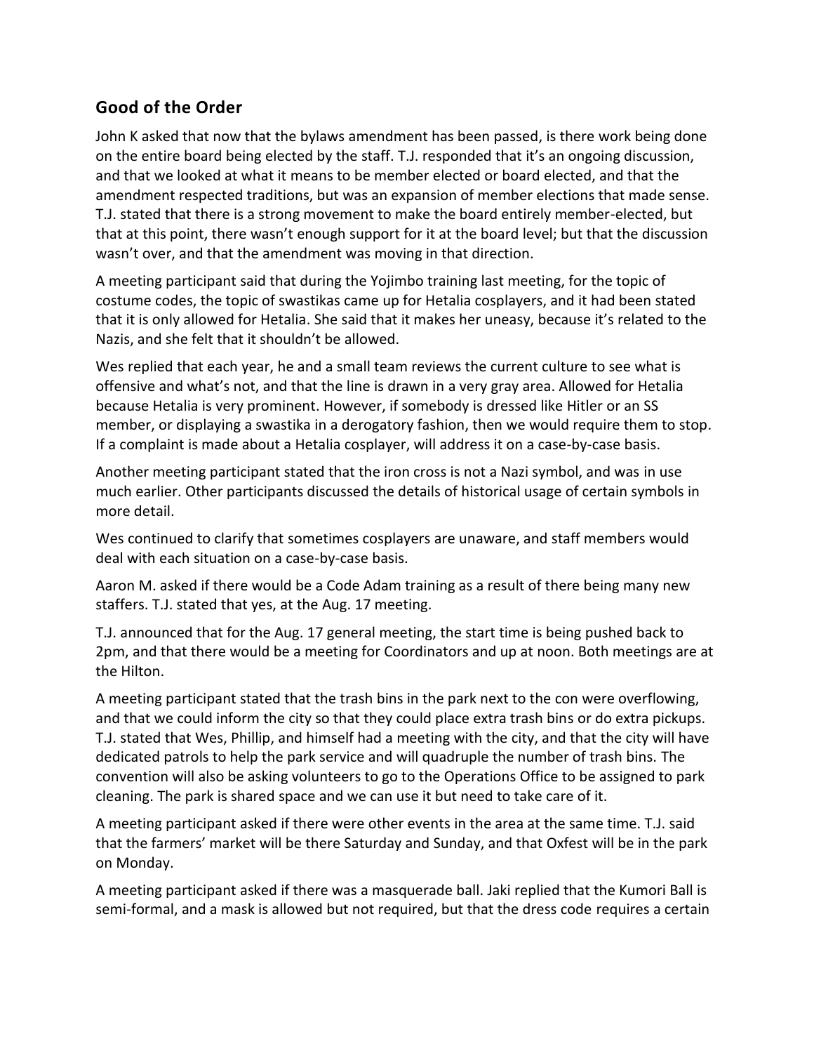## Good of the Order

John K asked that now that the bylaws amendment has been passed, is there work being done on the entire board being elected by the staff. T.J. responded that it's an ongoing discussion, and that we looked at what it means to be member elected or board elected, and that the amendment respected traditions, but was an expansion of member elections that made sense. T.J. stated that there is a strong movement to make the board entirely member-elected, but that at this point, there wasn't enough support for it at the board level; but that the discussion wasn't over, and that the amendment was moving in that direction.

A meeting participant said that during the Yojimbo training last meeting, for the topic of costume codes, the topic of swastikas came up for Hetalia cosplayers, and it had been stated that it is only allowed for Hetalia. She said that it makes her uneasy, because it's related to the Nazis, and she felt that it shouldn't be allowed.

Wes replied that each year, he and a small team reviews the current culture to see what is offensive and what's not, and that the line is drawn in a very gray area. Allowed for Hetalia because Hetalia is very prominent. However, if somebody is dressed like Hitler or an SS member, or displaying a swastika in a derogatory fashion, then we would require them to stop. If a complaint is made about a Hetalia cosplayer, will address it on a case-by-case basis.

Another meeting participant stated that the iron cross is not a Nazi symbol, and was in use much earlier. Other participants discussed the details of historical usage of certain symbols in more detail.

Wes continued to clarify that sometimes cosplayers are unaware, and staff members would deal with each situation on a case-by-case basis.

Aaron M. asked if there would be a Code Adam training as a result of there being many new staffers. T.J. stated that yes, at the Aug. 17 meeting.

T.J. announced that for the Aug. 17 general meeting, the start time is being pushed back to 2pm, and that there would be a meeting for Coordinators and up at noon. Both meetings are at the Hilton.

A meeting participant stated that the trash bins in the park next to the con were overflowing, and that we could inform the city so that they could place extra trash bins or do extra pickups. T.J. stated that Wes, Phillip, and himself had a meeting with the city, and that the city will have dedicated patrols to help the park service and will quadruple the number of trash bins. The convention will also be asking volunteers to go to the Operations Office to be assigned to park cleaning. The park is shared space and we can use it but need to take care of it.

A meeting participant asked if there were other events in the area at the same time. T.J. said that the farmers' market will be there Saturday and Sunday, and that Oxfest will be in the park on Monday.

A meeting participant asked if there was a masquerade ball. Jaki replied that the Kumori Ball is semi-formal, and a mask is allowed but not required, but that the dress code requires a certain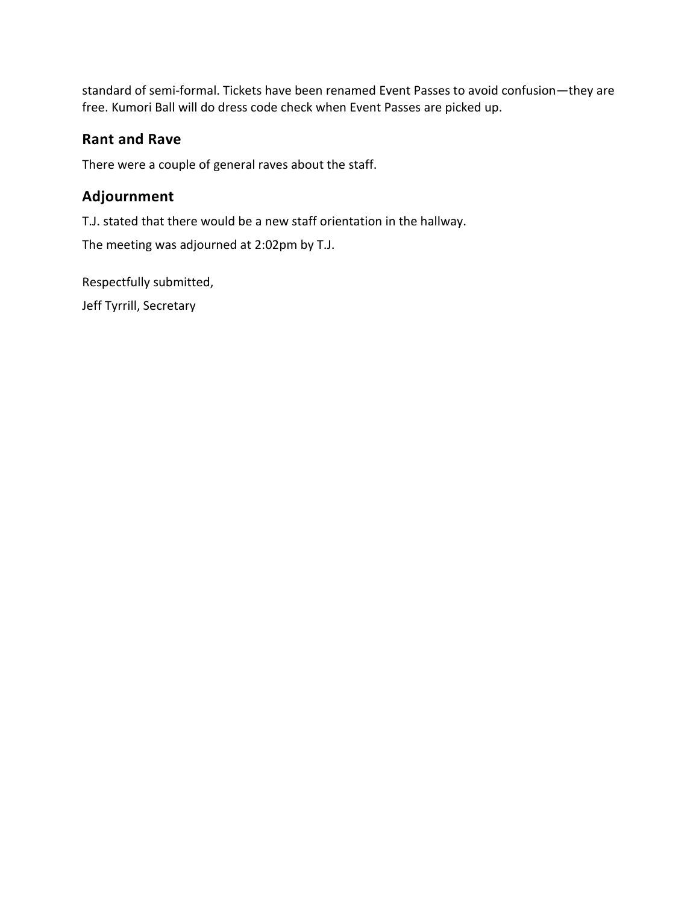standard of semi-formal. Tickets have been renamed Event Passes to avoid confusion—they are free. Kumori Ball will do dress code check when Event Passes are picked up.

## Rant and Rave

There were a couple of general raves about the staff.

## Adjournment

T.J. stated that there would be a new staff orientation in the hallway.

The meeting was adjourned at 2:02pm by T.J.

Respectfully submitted,

Jeff Tyrrill, Secretary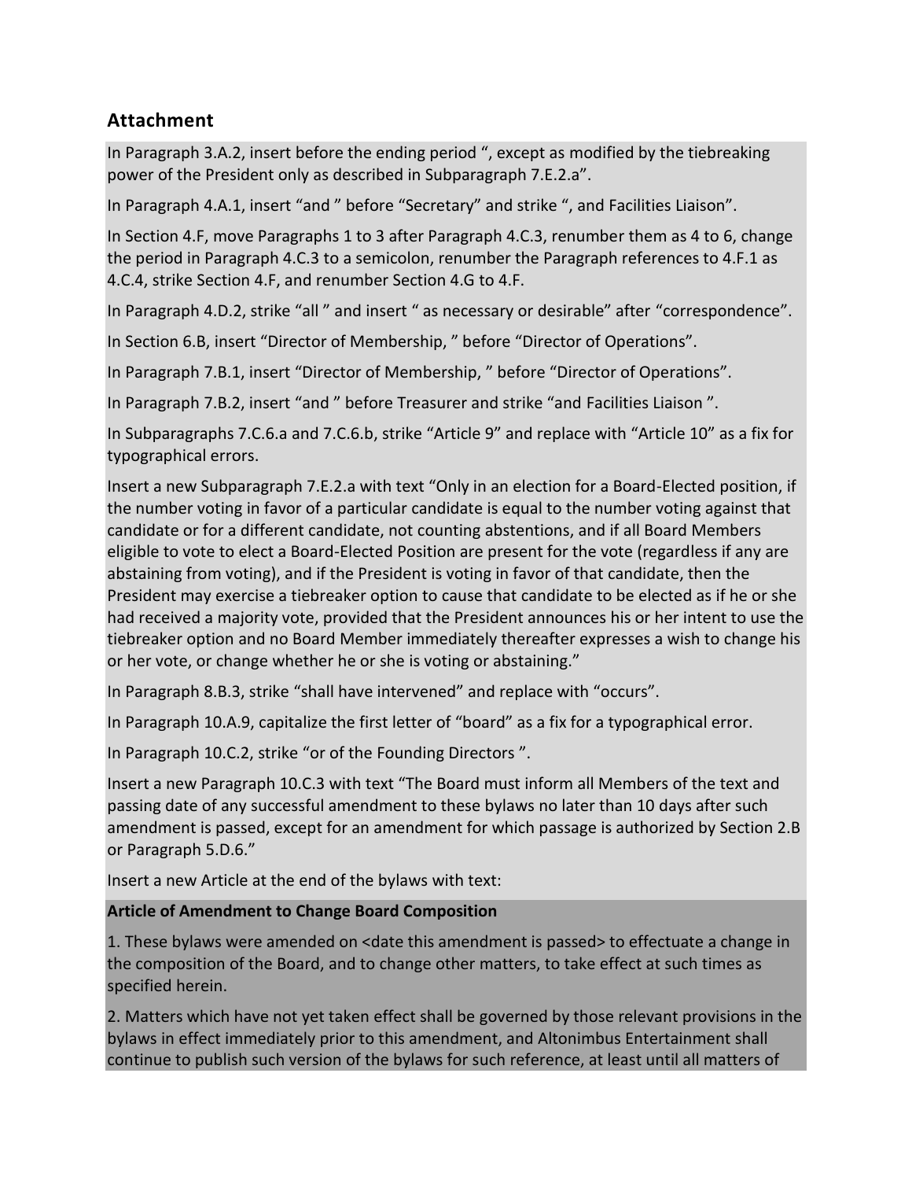## Attachment

In Paragraph 3.A.2, insert before the ending period ", except as modified by the tiebreaking power of the President only as described in Subparagraph 7.E.2.a".

In Paragraph 4.A.1, insert "and " before "Secretary" and strike ", and Facilities Liaison".

In Section 4.F, move Paragraphs 1 to 3 after Paragraph 4.C.3, renumber them as 4 to 6, change the period in Paragraph 4.C.3 to a semicolon, renumber the Paragraph references to 4.F.1 as 4.C.4, strike Section 4.F, and renumber Section 4.G to 4.F.

In Paragraph 4.D.2, strike "all " and insert " as necessary or desirable" after "correspondence".

In Section 6.B, insert "Director of Membership, " before "Director of Operations".

In Paragraph 7.B.1, insert "Director of Membership, " before "Director of Operations".

In Paragraph 7.B.2, insert "and " before Treasurer and strike "and Facilities Liaison ".

In Subparagraphs 7.C.6.a and 7.C.6.b, strike "Article 9" and replace with "Article 10" as a fix for typographical errors.

Insert a new Subparagraph 7.E.2.a with text "Only in an election for a Board-Elected position, if the number voting in favor of a particular candidate is equal to the number voting against that candidate or for a different candidate, not counting abstentions, and if all Board Members eligible to vote to elect a Board-Elected Position are present for the vote (regardless if any are abstaining from voting), and if the President is voting in favor of that candidate, then the President may exercise a tiebreaker option to cause that candidate to be elected as if he or she had received a majority vote, provided that the President announces his or her intent to use the tiebreaker option and no Board Member immediately thereafter expresses a wish to change his or her vote, or change whether he or she is voting or abstaining."

In Paragraph 8.B.3, strike "shall have intervened" and replace with "occurs".

In Paragraph 10.A.9, capitalize the first letter of "board" as a fix for a typographical error.

In Paragraph 10.C.2, strike "or of the Founding Directors ".

Insert a new Paragraph 10.C.3 with text "The Board must inform all Members of the text and passing date of any successful amendment to these bylaws no later than 10 days after such amendment is passed, except for an amendment for which passage is authorized by Section 2.B or Paragraph 5.D.6."

Insert a new Article at the end of the bylaws with text:

**Article of Amendment to Change Board Composition**

1. These bylaws were amended on <date this amendment is passed> to effectuate a change in the composition of the Board, and to change other matters, to take effect at such times as specified herein.

2. Matters which have not yet taken effect shall be governed by those relevant provisions in the bylaws in effect immediately prior to this amendment, and Altonimbus Entertainment shall continue to publish such version of the bylaws for such reference, at least until all matters of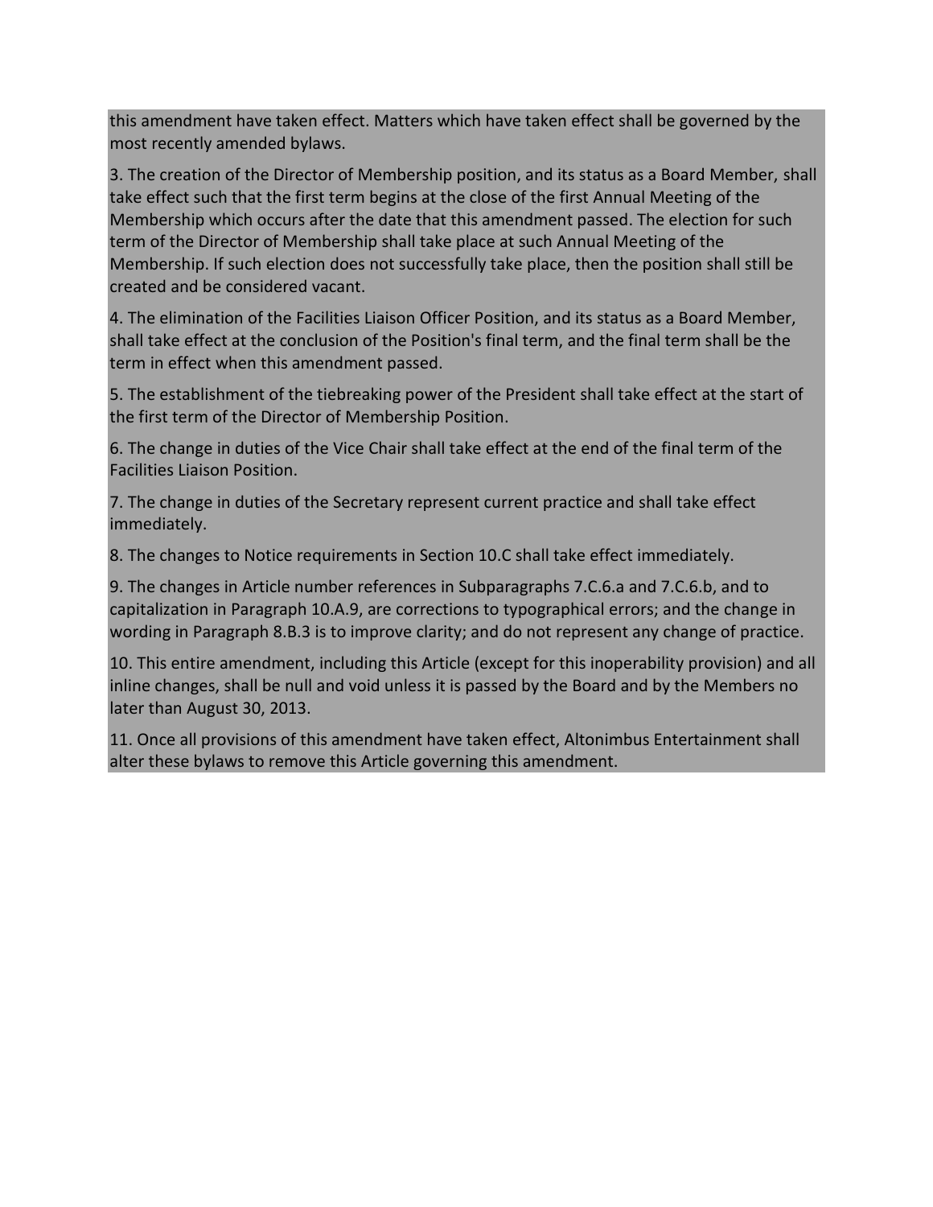this amendment have taken effect. Matters which have taken effect shall be governed by the most recently amended bylaws.

3. The creation of the Director of Membership position, and its status as a Board Member, shall take effect such that the first term begins at the close of the first Annual Meeting of the Membership which occurs after the date that this amendment passed. The election for such term of the Director of Membership shall take place at such Annual Meeting of the Membership. If such election does not successfully take place, then the position shall still be created and be considered vacant.

4. The elimination of the Facilities Liaison Officer Position, and its status as a Board Member, shall take effect at the conclusion of the Position's final term, and the final term shall be the term in effect when this amendment passed.

5. The establishment of the tiebreaking power of the President shall take effect at the start of the first term of the Director of Membership Position.

6. The change in duties of the Vice Chair shall take effect at the end of the final term of the Facilities Liaison Position.

7. The change in duties of the Secretary represent current practice and shall take effect immediately.

8. The changes to Notice requirements in Section 10.C shall take effect immediately.

9. The changes in Article number references in Subparagraphs 7.C.6.a and 7.C.6.b, and to capitalization in Paragraph 10.A.9, are corrections to typographical errors; and the change in wording in Paragraph 8.B.3 is to improve clarity; and do not represent any change of practice.

10. This entire amendment, including this Article (except for this inoperability provision) and all inline changes, shall be null and void unless it is passed by the Board and by the Members no later than August 30, 2013.

11. Once all provisions of this amendment have taken effect, Altonimbus Entertainment shall alter these bylaws to remove this Article governing this amendment.